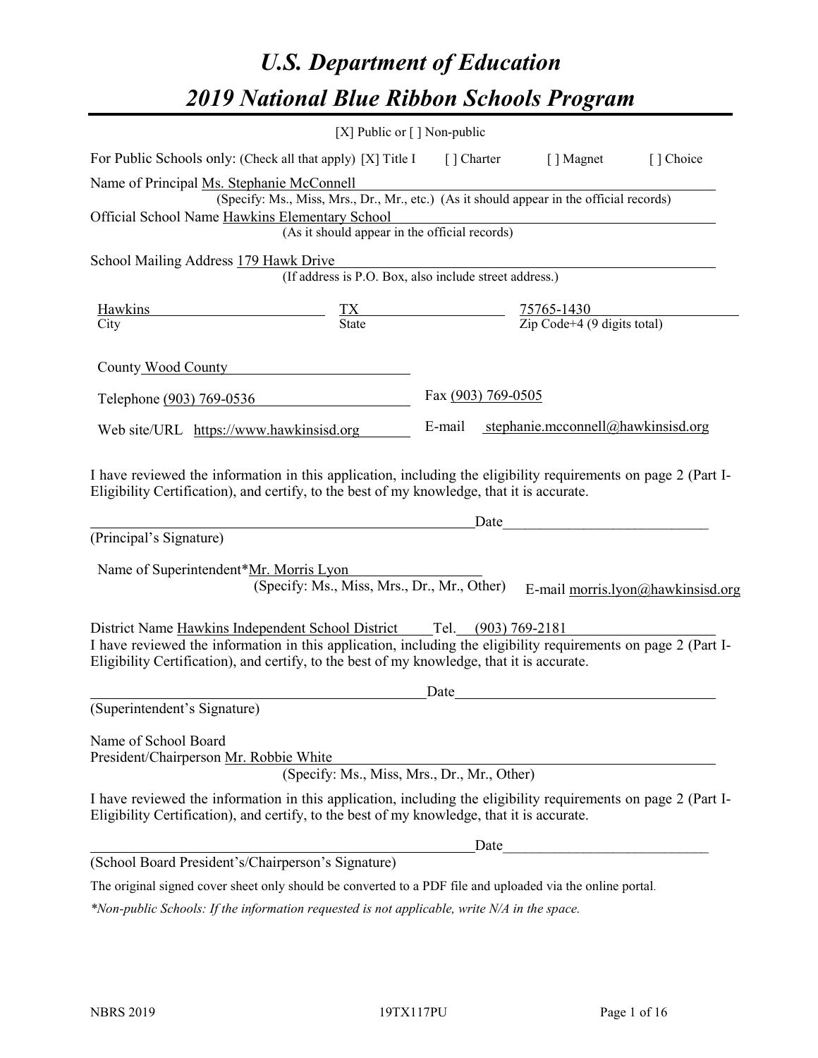# U.S. Department of Education

# 2019 National Blue Ribbon Schools Program

[X] Public or [ ] Non-public

For Public Schools only: (Check all that apply) [X] Title I [ ] Charter [ ] Magnet [ ] Choice

Name of Principal Ms. Stephanie McConnell
(Specify: Ms., Miss, Mrs., Dr., Mr., etc.) (As it should appear in the official records)

Official School Name Hawkins Elementary School
(As it should appear in the official records)

School Mailing Address 179 Hawk Drive
(If address is P.O. Box, also include street address.)

| Hawkins | TX | 75765-1430 |
|---|---|---|
| City | State | Zip Code+4 (9 digits total) |

County Wood County

Telephone (903) 769-0536 Fax (903) 769-0505

Web site/URL https://www.hawkinsisd.org E-mail stephanie.mcconnell@hawkinsisd.org

I have reviewed the information in this application, including the eligibility requirements on page 2 (Part I-Eligibility Certification), and certify, to the best of my knowledge, that it is accurate.

_______________________________________________ Date___________________________

(Principal's Signature)

Name of Superintendent* Mr. Morris Lyon
(Specify: Ms., Miss, Mrs., Dr., Mr., Other) E-mail morris.lyon@hawkinsisd.org

District Name Hawkins Independent School District Tel. (903) 769-2181

I have reviewed the information in this application, including the eligibility requirements on page 2 (Part I-Eligibility Certification), and certify, to the best of my knowledge, that it is accurate.

_______________________________________________ Date___________________________

(Superintendent's Signature)

Name of School Board
President/Chairperson Mr. Robbie White
(Specify: Ms., Miss, Mrs., Dr., Mr., Other)

I have reviewed the information in this application, including the eligibility requirements on page 2 (Part I-Eligibility Certification), and certify, to the best of my knowledge, that it is accurate.

_______________________________________________ Date___________________________

(School Board President's/Chairperson's Signature)

The original signed cover sheet only should be converted to a PDF file and uploaded via the online portal.

*\*Non-public Schools: If the information requested is not applicable, write N/A in the space.*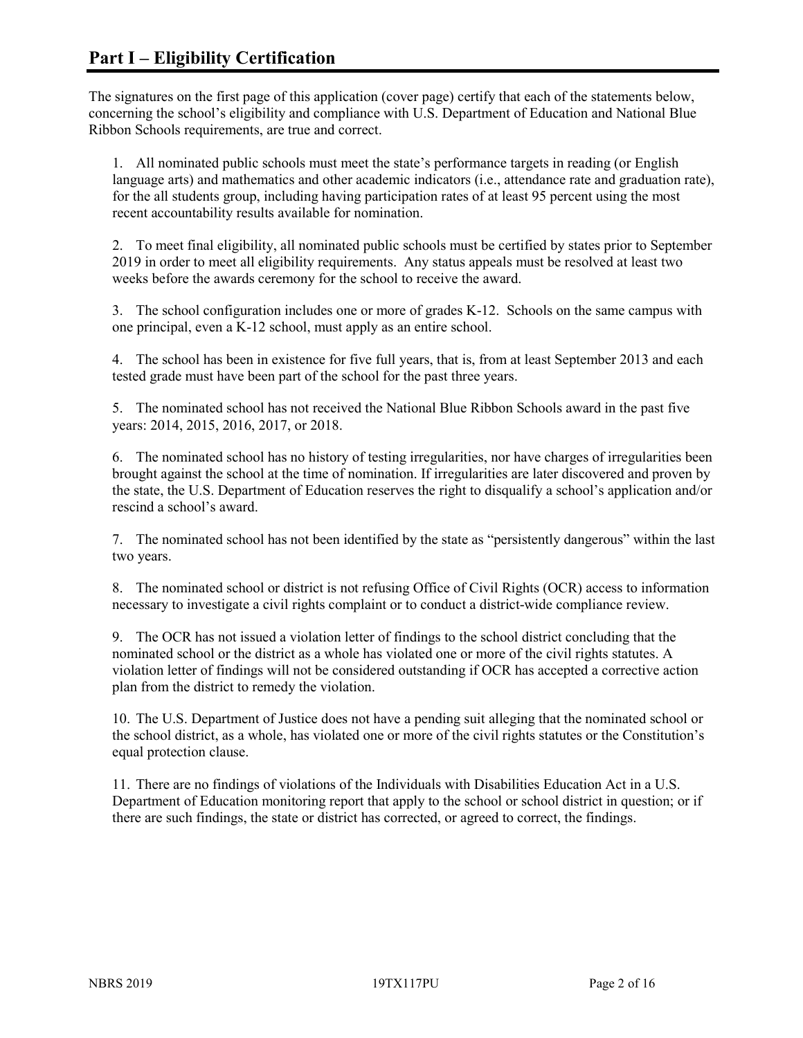# Part I – Eligibility Certification

The signatures on the first page of this application (cover page) certify that each of the statements below, concerning the school's eligibility and compliance with U.S. Department of Education and National Blue Ribbon Schools requirements, are true and correct.

1. All nominated public schools must meet the state's performance targets in reading (or English language arts) and mathematics and other academic indicators (i.e., attendance rate and graduation rate), for the all students group, including having participation rates of at least 95 percent using the most recent accountability results available for nomination.

2. To meet final eligibility, all nominated public schools must be certified by states prior to September 2019 in order to meet all eligibility requirements. Any status appeals must be resolved at least two weeks before the awards ceremony for the school to receive the award.

3. The school configuration includes one or more of grades K-12. Schools on the same campus with one principal, even a K-12 school, must apply as an entire school.

4. The school has been in existence for five full years, that is, from at least September 2013 and each tested grade must have been part of the school for the past three years.

5. The nominated school has not received the National Blue Ribbon Schools award in the past five years: 2014, 2015, 2016, 2017, or 2018.

6. The nominated school has no history of testing irregularities, nor have charges of irregularities been brought against the school at the time of nomination. If irregularities are later discovered and proven by the state, the U.S. Department of Education reserves the right to disqualify a school's application and/or rescind a school's award.

7. The nominated school has not been identified by the state as "persistently dangerous" within the last two years.

8. The nominated school or district is not refusing Office of Civil Rights (OCR) access to information necessary to investigate a civil rights complaint or to conduct a district-wide compliance review.

9. The OCR has not issued a violation letter of findings to the school district concluding that the nominated school or the district as a whole has violated one or more of the civil rights statutes. A violation letter of findings will not be considered outstanding if OCR has accepted a corrective action plan from the district to remedy the violation.

10. The U.S. Department of Justice does not have a pending suit alleging that the nominated school or the school district, as a whole, has violated one or more of the civil rights statutes or the Constitution's equal protection clause.

11. There are no findings of violations of the Individuals with Disabilities Education Act in a U.S. Department of Education monitoring report that apply to the school or school district in question; or if there are such findings, the state or district has corrected, or agreed to correct, the findings.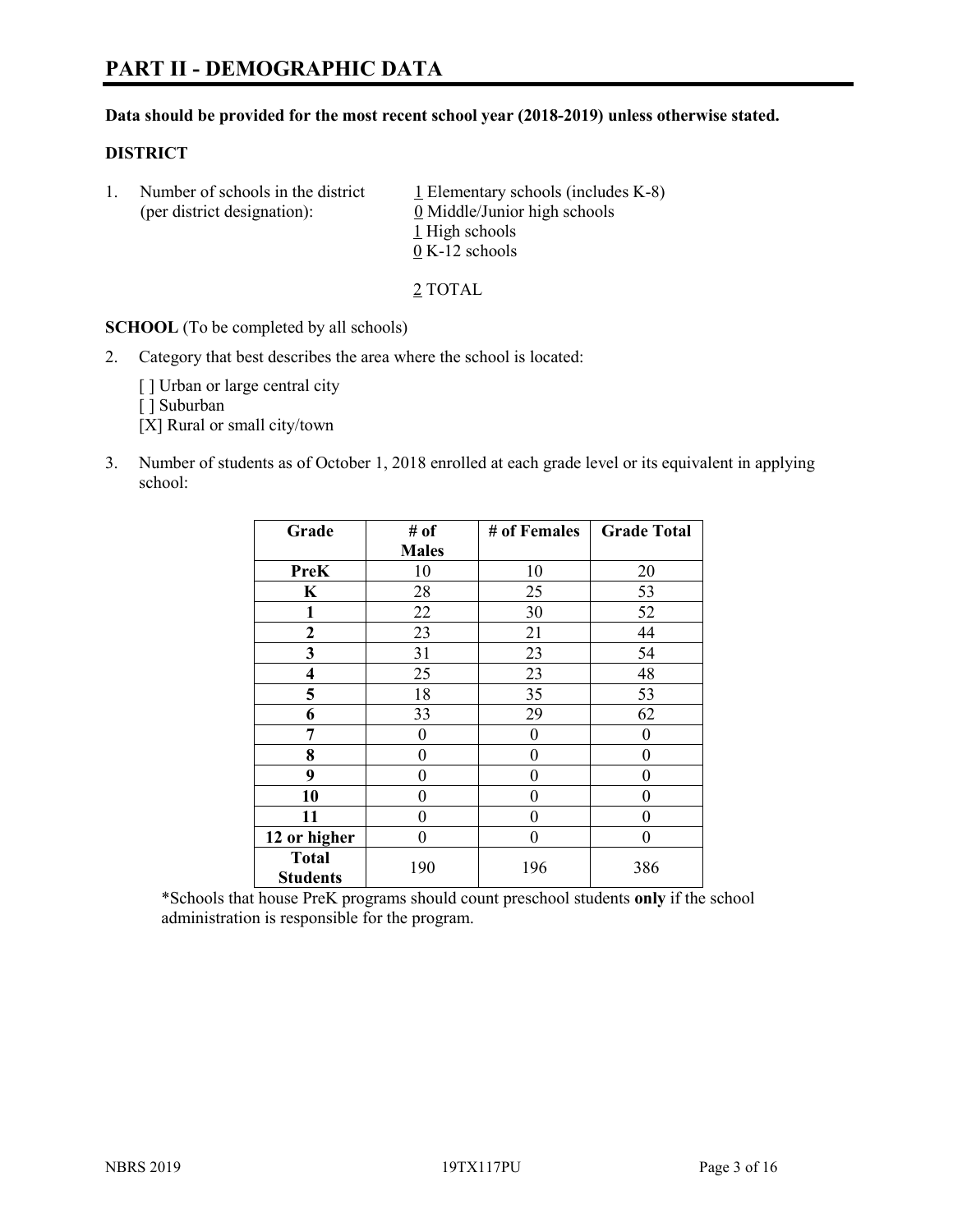# PART II - DEMOGRAPHIC DATA

**Data should be provided for the most recent school year (2018-2019) unless otherwise stated.**

**DISTRICT**

1. Number of schools in the district (per district designation):
   1 Elementary schools (includes K-8)
   0 Middle/Junior high schools
   1 High schools
   0 K-12 schools

   2 TOTAL

**SCHOOL** (To be completed by all schools)

2. Category that best describes the area where the school is located:

   [ ] Urban or large central city
   [ ] Suburban
   [X] Rural or small city/town

3. Number of students as of October 1, 2018 enrolled at each grade level or its equivalent in applying school:

| Grade | # of Males | # of Females | Grade Total |
|---|---|---|---|
| **PreK** | 10 | 10 | 20 |
| **K** | 28 | 25 | 53 |
| **1** | 22 | 30 | 52 |
| **2** | 23 | 21 | 44 |
| **3** | 31 | 23 | 54 |
| **4** | 25 | 23 | 48 |
| **5** | 18 | 35 | 53 |
| **6** | 33 | 29 | 62 |
| **7** | 0 | 0 | 0 |
| **8** | 0 | 0 | 0 |
| **9** | 0 | 0 | 0 |
| **10** | 0 | 0 | 0 |
| **11** | 0 | 0 | 0 |
| **12 or higher** | 0 | 0 | 0 |
| **Total Students** | 190 | 196 | 386 |

*Schools that house PreK programs should count preschool students **only** if the school administration is responsible for the program.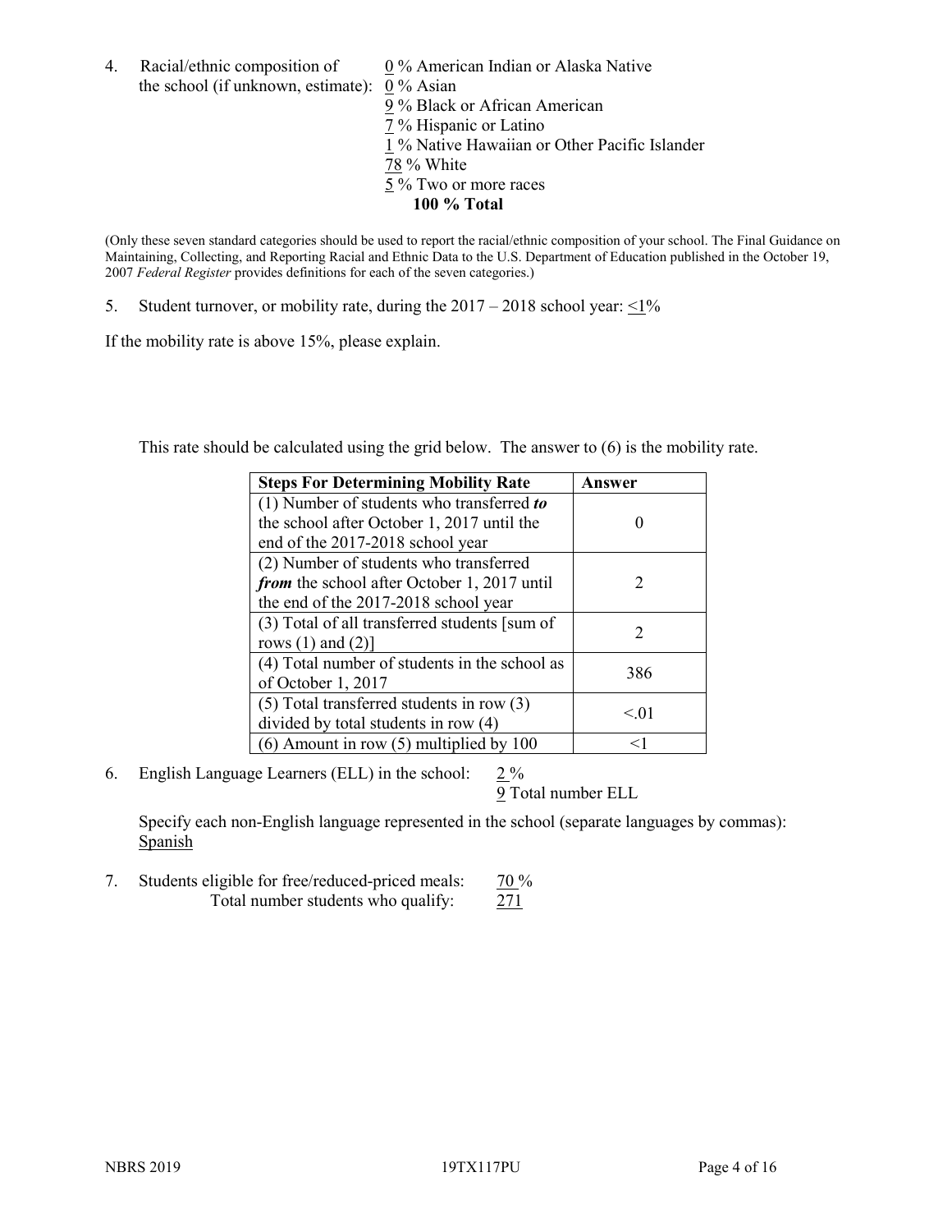4. Racial/ethnic composition of the school (if unknown, estimate):
   - 0 % American Indian or Alaska Native
   - 0 % Asian
   - 9 % Black or African American
   - 7 % Hispanic or Latino
   - 1 % Native Hawaiian or Other Pacific Islander
   - 78 % White
   - 5 % Two or more races
   - **100 % Total**

(Only these seven standard categories should be used to report the racial/ethnic composition of your school. The Final Guidance on Maintaining, Collecting, and Reporting Racial and Ethnic Data to the U.S. Department of Education published in the October 19, 2007 *Federal Register* provides definitions for each of the seven categories.)

5. Student turnover, or mobility rate, during the 2017 – 2018 school year: <1%

If the mobility rate is above 15%, please explain.

This rate should be calculated using the grid below. The answer to (6) is the mobility rate.

| **Steps For Determining Mobility Rate** | **Answer** |
| --- | --- |
| (1) Number of students who transferred ***to*** the school after October 1, 2017 until the end of the 2017-2018 school year | 0 |
| (2) Number of students who transferred ***from*** the school after October 1, 2017 until the end of the 2017-2018 school year | 2 |
| (3) Total of all transferred students [sum of rows (1) and (2)] | 2 |
| (4) Total number of students in the school as of October 1, 2017 | 386 |
| (5) Total transferred students in row (3) divided by total students in row (4) | <.01 |
| (6) Amount in row (5) multiplied by 100 | <1 |

6. English Language Learners (ELL) in the school: 2 %
   9 Total number ELL

   Specify each non-English language represented in the school (separate languages by commas): Spanish

7. Students eligible for free/reduced-priced meals: 70 %
   Total number students who qualify: 271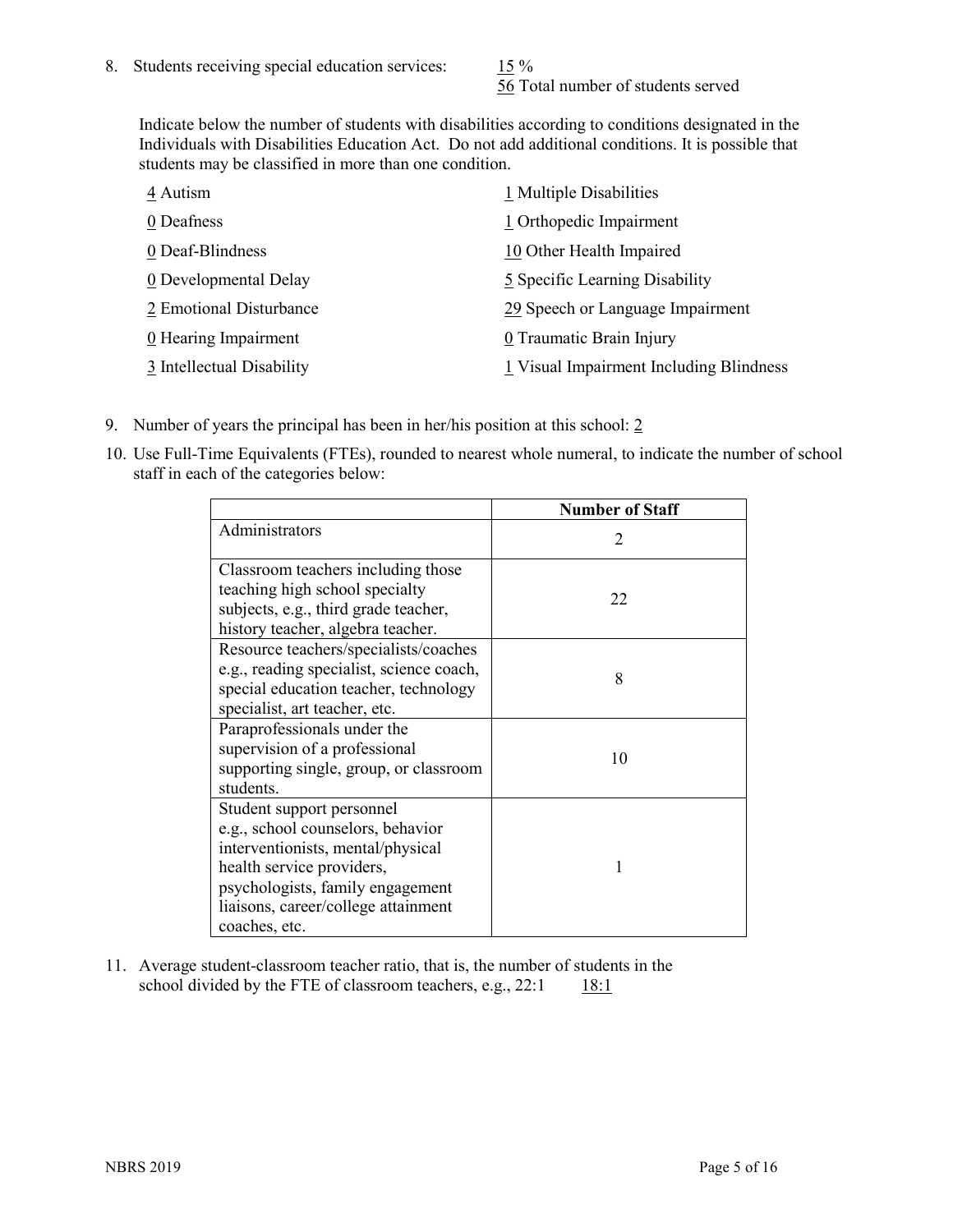8. Students receiving special education services: 15 %
   56 Total number of students served

   Indicate below the number of students with disabilities according to conditions designated in the Individuals with Disabilities Education Act. Do not add additional conditions. It is possible that students may be classified in more than one condition.

   4 Autism
   0 Deafness
   0 Deaf-Blindness
   0 Developmental Delay
   2 Emotional Disturbance
   0 Hearing Impairment
   3 Intellectual Disability
   1 Multiple Disabilities
   1 Orthopedic Impairment
   10 Other Health Impaired
   5 Specific Learning Disability
   29 Speech or Language Impairment
   0 Traumatic Brain Injury
   1 Visual Impairment Including Blindness

9. Number of years the principal has been in her/his position at this school: 2

10. Use Full-Time Equivalents (FTEs), rounded to nearest whole numeral, to indicate the number of school staff in each of the categories below:

| | Number of Staff |
|---|---|
| Administrators | 2 |
| Classroom teachers including those teaching high school specialty subjects, e.g., third grade teacher, history teacher, algebra teacher. | 22 |
| Resource teachers/specialists/coaches e.g., reading specialist, science coach, special education teacher, technology specialist, art teacher, etc. | 8 |
| Paraprofessionals under the supervision of a professional supporting single, group, or classroom students. | 10 |
| Student support personnel e.g., school counselors, behavior interventionists, mental/physical health service providers, psychologists, family engagement liaisons, career/college attainment coaches, etc. | 1 |

11. Average student-classroom teacher ratio, that is, the number of students in the school divided by the FTE of classroom teachers, e.g., 22:1   18:1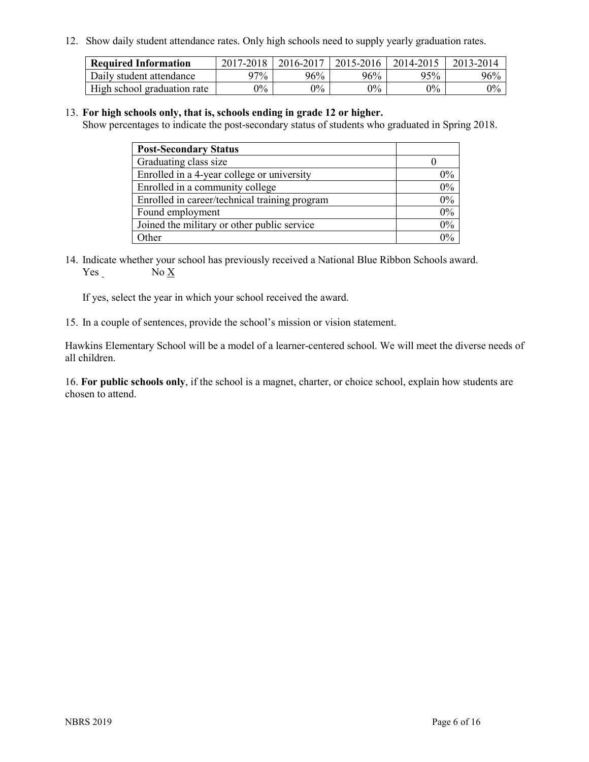12. Show daily student attendance rates. Only high schools need to supply yearly graduation rates.

| Required Information | 2017-2018 | 2016-2017 | 2015-2016 | 2014-2015 | 2013-2014 |
|---|---|---|---|---|---|
| Daily student attendance | 97% | 96% | 96% | 95% | 96% |
| High school graduation rate | 0% | 0% | 0% | 0% | 0% |

13. **For high schools only, that is, schools ending in grade 12 or higher.**
Show percentages to indicate the post-secondary status of students who graduated in Spring 2018.

| Post-Secondary Status | |
|---|---|
| Graduating class size | 0 |
| Enrolled in a 4-year college or university | 0% |
| Enrolled in a community college | 0% |
| Enrolled in career/technical training program | 0% |
| Found employment | 0% |
| Joined the military or other public service | 0% |
| Other | 0% |

14. Indicate whether your school has previously received a National Blue Ribbon Schools award.
Yes _ No X

If yes, select the year in which your school received the award.

15. In a couple of sentences, provide the school's mission or vision statement.

Hawkins Elementary School will be a model of a learner-centered school. We will meet the diverse needs of all children.

16. **For public schools only**, if the school is a magnet, charter, or choice school, explain how students are chosen to attend.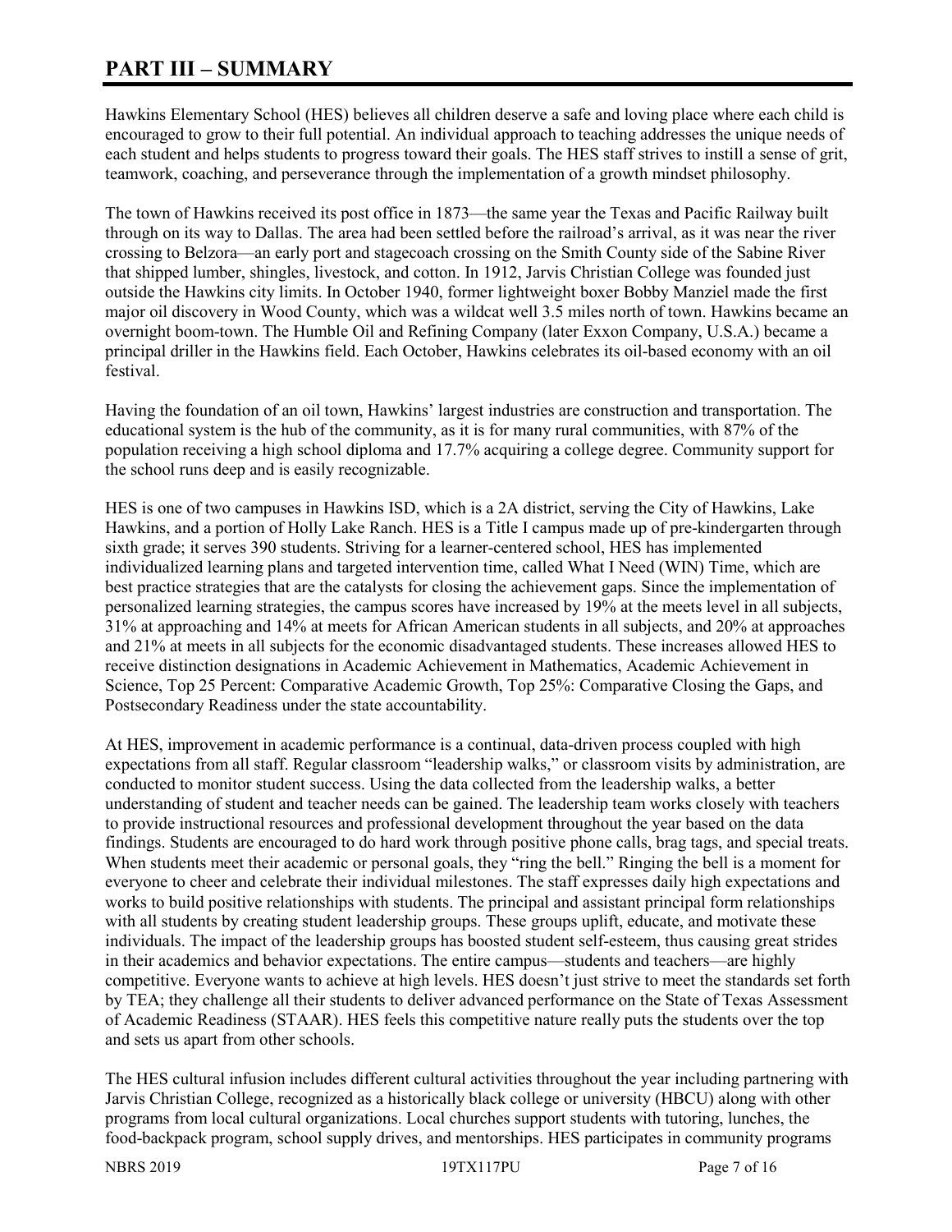# PART III – SUMMARY

Hawkins Elementary School (HES) believes all children deserve a safe and loving place where each child is encouraged to grow to their full potential. An individual approach to teaching addresses the unique needs of each student and helps students to progress toward their goals. The HES staff strives to instill a sense of grit, teamwork, coaching, and perseverance through the implementation of a growth mindset philosophy.

The town of Hawkins received its post office in 1873—the same year the Texas and Pacific Railway built through on its way to Dallas. The area had been settled before the railroad's arrival, as it was near the river crossing to Belzora—an early port and stagecoach crossing on the Smith County side of the Sabine River that shipped lumber, shingles, livestock, and cotton. In 1912, Jarvis Christian College was founded just outside the Hawkins city limits. In October 1940, former lightweight boxer Bobby Manziel made the first major oil discovery in Wood County, which was a wildcat well 3.5 miles north of town. Hawkins became an overnight boom-town. The Humble Oil and Refining Company (later Exxon Company, U.S.A.) became a principal driller in the Hawkins field. Each October, Hawkins celebrates its oil-based economy with an oil festival.

Having the foundation of an oil town, Hawkins' largest industries are construction and transportation. The educational system is the hub of the community, as it is for many rural communities, with 87% of the population receiving a high school diploma and 17.7% acquiring a college degree. Community support for the school runs deep and is easily recognizable.

HES is one of two campuses in Hawkins ISD, which is a 2A district, serving the City of Hawkins, Lake Hawkins, and a portion of Holly Lake Ranch. HES is a Title I campus made up of pre-kindergarten through sixth grade; it serves 390 students. Striving for a learner-centered school, HES has implemented individualized learning plans and targeted intervention time, called What I Need (WIN) Time, which are best practice strategies that are the catalysts for closing the achievement gaps. Since the implementation of personalized learning strategies, the campus scores have increased by 19% at the meets level in all subjects, 31% at approaching and 14% at meets for African American students in all subjects, and 20% at approaches and 21% at meets in all subjects for the economic disadvantaged students. These increases allowed HES to receive distinction designations in Academic Achievement in Mathematics, Academic Achievement in Science, Top 25 Percent: Comparative Academic Growth, Top 25%: Comparative Closing the Gaps, and Postsecondary Readiness under the state accountability.

At HES, improvement in academic performance is a continual, data-driven process coupled with high expectations from all staff. Regular classroom "leadership walks," or classroom visits by administration, are conducted to monitor student success. Using the data collected from the leadership walks, a better understanding of student and teacher needs can be gained. The leadership team works closely with teachers to provide instructional resources and professional development throughout the year based on the data findings. Students are encouraged to do hard work through positive phone calls, brag tags, and special treats. When students meet their academic or personal goals, they "ring the bell." Ringing the bell is a moment for everyone to cheer and celebrate their individual milestones. The staff expresses daily high expectations and works to build positive relationships with students. The principal and assistant principal form relationships with all students by creating student leadership groups. These groups uplift, educate, and motivate these individuals. The impact of the leadership groups has boosted student self-esteem, thus causing great strides in their academics and behavior expectations. The entire campus—students and teachers—are highly competitive. Everyone wants to achieve at high levels. HES doesn't just strive to meet the standards set forth by TEA; they challenge all their students to deliver advanced performance on the State of Texas Assessment of Academic Readiness (STAAR). HES feels this competitive nature really puts the students over the top and sets us apart from other schools.

The HES cultural infusion includes different cultural activities throughout the year including partnering with Jarvis Christian College, recognized as a historically black college or university (HBCU) along with other programs from local cultural organizations. Local churches support students with tutoring, lunches, the food-backpack program, school supply drives, and mentorships. HES participates in community programs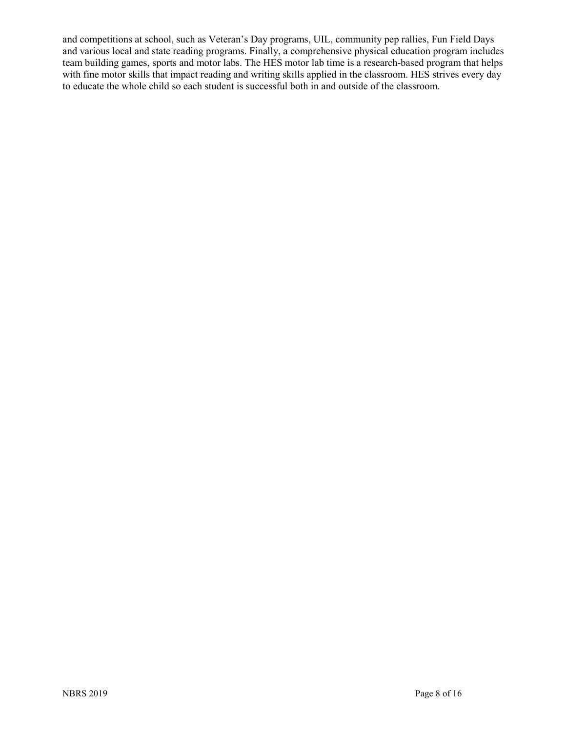and competitions at school, such as Veteran's Day programs, UIL, community pep rallies, Fun Field Days and various local and state reading programs. Finally, a comprehensive physical education program includes team building games, sports and motor labs. The HES motor lab time is a research-based program that helps with fine motor skills that impact reading and writing skills applied in the classroom. HES strives every day to educate the whole child so each student is successful both in and outside of the classroom.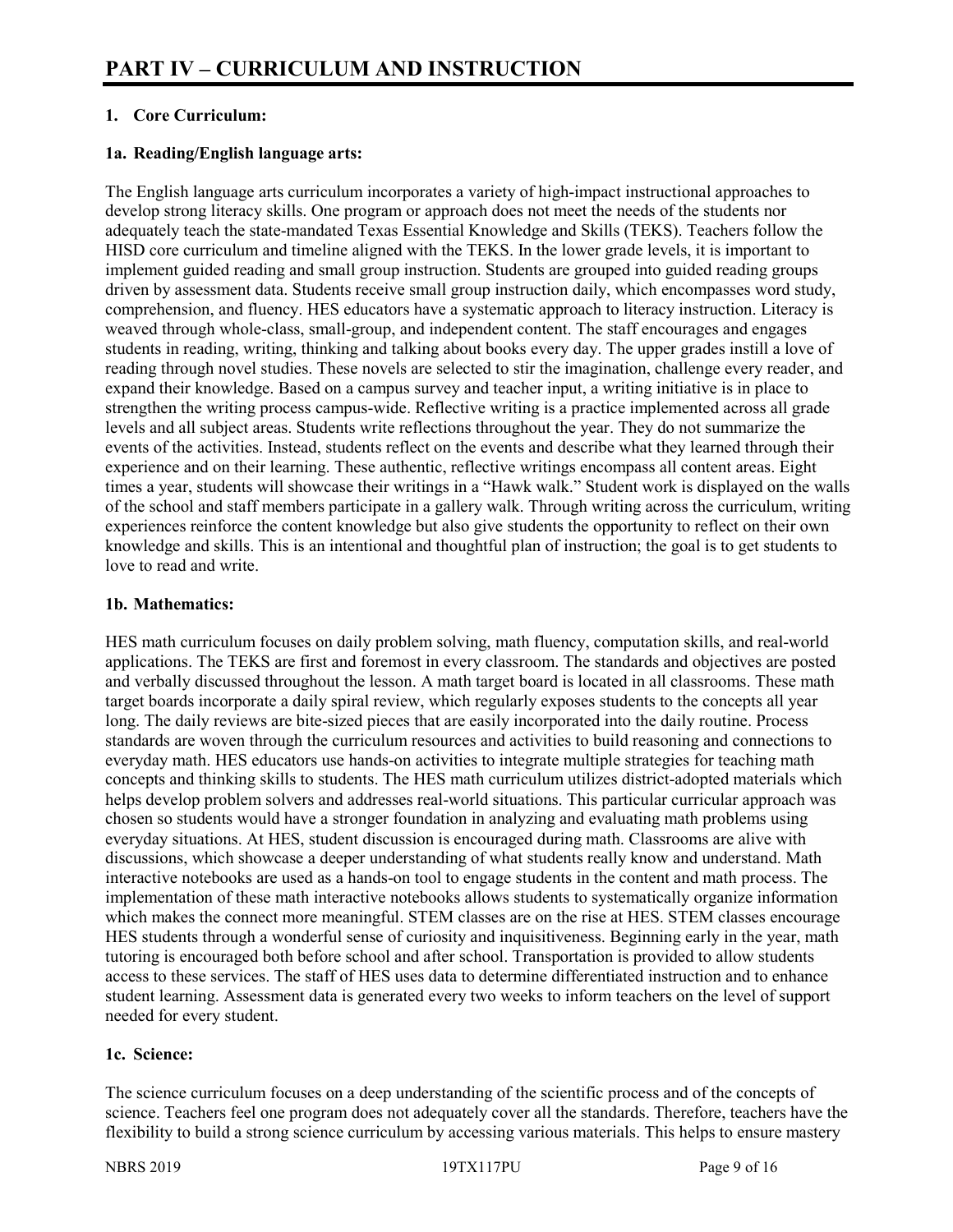# PART IV – CURRICULUM AND INSTRUCTION

## 1. Core Curriculum:

### 1a. Reading/English language arts:

The English language arts curriculum incorporates a variety of high-impact instructional approaches to develop strong literacy skills. One program or approach does not meet the needs of the students nor adequately teach the state-mandated Texas Essential Knowledge and Skills (TEKS). Teachers follow the HISD core curriculum and timeline aligned with the TEKS. In the lower grade levels, it is important to implement guided reading and small group instruction. Students are grouped into guided reading groups driven by assessment data. Students receive small group instruction daily, which encompasses word study, comprehension, and fluency. HES educators have a systematic approach to literacy instruction. Literacy is weaved through whole-class, small-group, and independent content. The staff encourages and engages students in reading, writing, thinking and talking about books every day. The upper grades instill a love of reading through novel studies. These novels are selected to stir the imagination, challenge every reader, and expand their knowledge. Based on a campus survey and teacher input, a writing initiative is in place to strengthen the writing process campus-wide. Reflective writing is a practice implemented across all grade levels and all subject areas. Students write reflections throughout the year. They do not summarize the events of the activities. Instead, students reflect on the events and describe what they learned through their experience and on their learning. These authentic, reflective writings encompass all content areas. Eight times a year, students will showcase their writings in a "Hawk walk." Student work is displayed on the walls of the school and staff members participate in a gallery walk. Through writing across the curriculum, writing experiences reinforce the content knowledge but also give students the opportunity to reflect on their own knowledge and skills. This is an intentional and thoughtful plan of instruction; the goal is to get students to love to read and write.

### 1b. Mathematics:

HES math curriculum focuses on daily problem solving, math fluency, computation skills, and real-world applications. The TEKS are first and foremost in every classroom. The standards and objectives are posted and verbally discussed throughout the lesson. A math target board is located in all classrooms. These math target boards incorporate a daily spiral review, which regularly exposes students to the concepts all year long. The daily reviews are bite-sized pieces that are easily incorporated into the daily routine. Process standards are woven through the curriculum resources and activities to build reasoning and connections to everyday math. HES educators use hands-on activities to integrate multiple strategies for teaching math concepts and thinking skills to students. The HES math curriculum utilizes district-adopted materials which helps develop problem solvers and addresses real-world situations. This particular curricular approach was chosen so students would have a stronger foundation in analyzing and evaluating math problems using everyday situations. At HES, student discussion is encouraged during math. Classrooms are alive with discussions, which showcase a deeper understanding of what students really know and understand. Math interactive notebooks are used as a hands-on tool to engage students in the content and math process. The implementation of these math interactive notebooks allows students to systematically organize information which makes the connect more meaningful. STEM classes are on the rise at HES. STEM classes encourage HES students through a wonderful sense of curiosity and inquisitiveness. Beginning early in the year, math tutoring is encouraged both before school and after school. Transportation is provided to allow students access to these services. The staff of HES uses data to determine differentiated instruction and to enhance student learning. Assessment data is generated every two weeks to inform teachers on the level of support needed for every student.

### 1c. Science:

The science curriculum focuses on a deep understanding of the scientific process and of the concepts of science. Teachers feel one program does not adequately cover all the standards. Therefore, teachers have the flexibility to build a strong science curriculum by accessing various materials. This helps to ensure mastery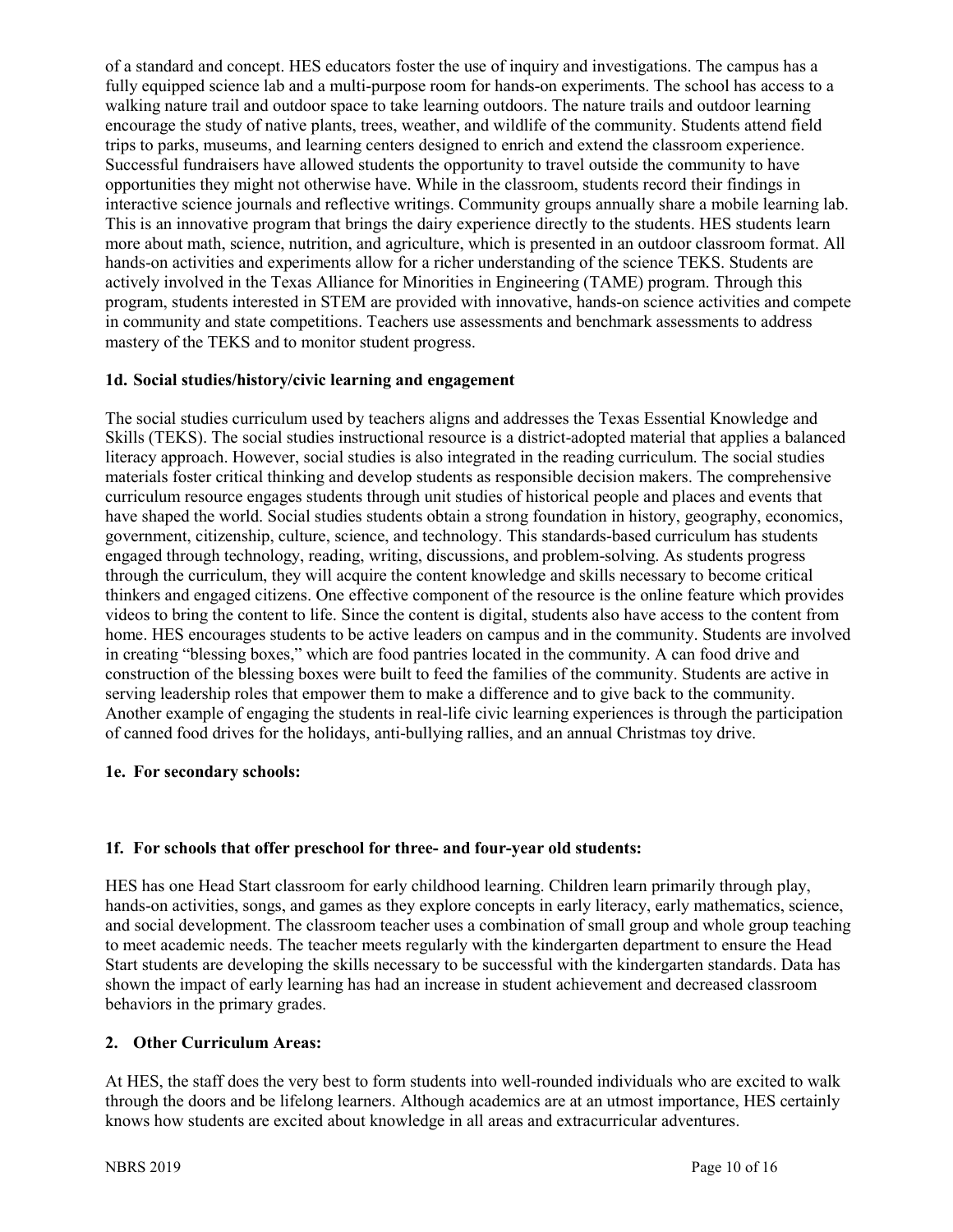of a standard and concept. HES educators foster the use of inquiry and investigations. The campus has a fully equipped science lab and a multi-purpose room for hands-on experiments. The school has access to a walking nature trail and outdoor space to take learning outdoors. The nature trails and outdoor learning encourage the study of native plants, trees, weather, and wildlife of the community. Students attend field trips to parks, museums, and learning centers designed to enrich and extend the classroom experience. Successful fundraisers have allowed students the opportunity to travel outside the community to have opportunities they might not otherwise have. While in the classroom, students record their findings in interactive science journals and reflective writings. Community groups annually share a mobile learning lab. This is an innovative program that brings the dairy experience directly to the students. HES students learn more about math, science, nutrition, and agriculture, which is presented in an outdoor classroom format. All hands-on activities and experiments allow for a richer understanding of the science TEKS. Students are actively involved in the Texas Alliance for Minorities in Engineering (TAME) program. Through this program, students interested in STEM are provided with innovative, hands-on science activities and compete in community and state competitions. Teachers use assessments and benchmark assessments to address mastery of the TEKS and to monitor student progress.

### 1d. Social studies/history/civic learning and engagement

The social studies curriculum used by teachers aligns and addresses the Texas Essential Knowledge and Skills (TEKS). The social studies instructional resource is a district-adopted material that applies a balanced literacy approach. However, social studies is also integrated in the reading curriculum. The social studies materials foster critical thinking and develop students as responsible decision makers. The comprehensive curriculum resource engages students through unit studies of historical people and places and events that have shaped the world. Social studies students obtain a strong foundation in history, geography, economics, government, citizenship, culture, science, and technology. This standards-based curriculum has students engaged through technology, reading, writing, discussions, and problem-solving. As students progress through the curriculum, they will acquire the content knowledge and skills necessary to become critical thinkers and engaged citizens. One effective component of the resource is the online feature which provides videos to bring the content to life. Since the content is digital, students also have access to the content from home. HES encourages students to be active leaders on campus and in the community. Students are involved in creating "blessing boxes," which are food pantries located in the community. A can food drive and construction of the blessing boxes were built to feed the families of the community. Students are active in serving leadership roles that empower them to make a difference and to give back to the community. Another example of engaging the students in real-life civic learning experiences is through the participation of canned food drives for the holidays, anti-bullying rallies, and an annual Christmas toy drive.

### 1e. For secondary schools:

### 1f. For schools that offer preschool for three- and four-year old students:

HES has one Head Start classroom for early childhood learning. Children learn primarily through play, hands-on activities, songs, and games as they explore concepts in early literacy, early mathematics, science, and social development. The classroom teacher uses a combination of small group and whole group teaching to meet academic needs. The teacher meets regularly with the kindergarten department to ensure the Head Start students are developing the skills necessary to be successful with the kindergarten standards. Data has shown the impact of early learning has had an increase in student achievement and decreased classroom behaviors in the primary grades.

## 2. Other Curriculum Areas:

At HES, the staff does the very best to form students into well-rounded individuals who are excited to walk through the doors and be lifelong learners. Although academics are at an utmost importance, HES certainly knows how students are excited about knowledge in all areas and extracurricular adventures.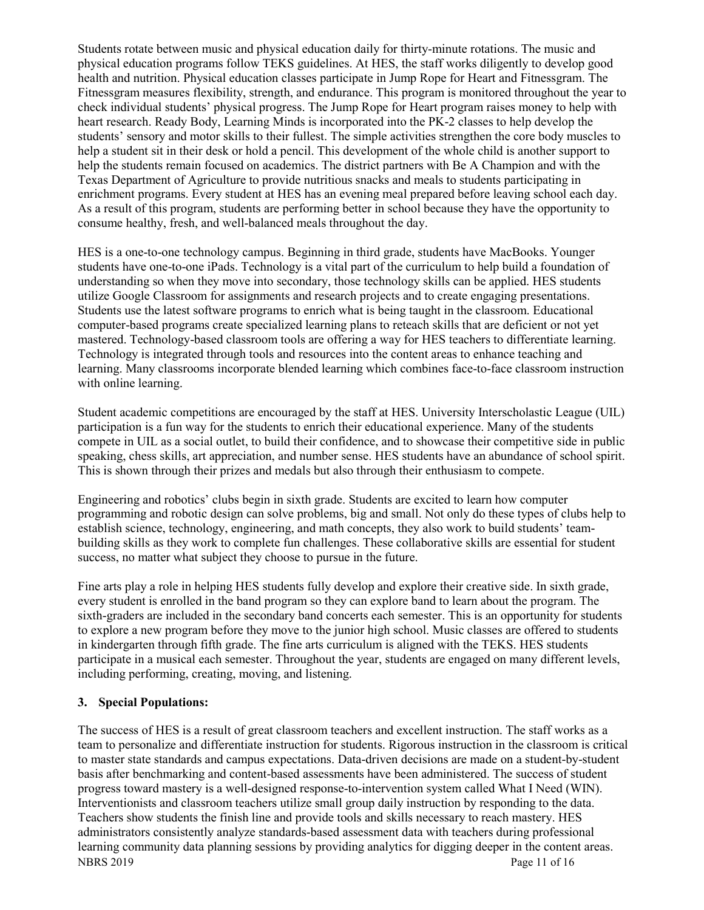Students rotate between music and physical education daily for thirty-minute rotations. The music and physical education programs follow TEKS guidelines. At HES, the staff works diligently to develop good health and nutrition. Physical education classes participate in Jump Rope for Heart and Fitnessgram. The Fitnessgram measures flexibility, strength, and endurance. This program is monitored throughout the year to check individual students' physical progress. The Jump Rope for Heart program raises money to help with heart research. Ready Body, Learning Minds is incorporated into the PK-2 classes to help develop the students' sensory and motor skills to their fullest. The simple activities strengthen the core body muscles to help a student sit in their desk or hold a pencil. This development of the whole child is another support to help the students remain focused on academics. The district partners with Be A Champion and with the Texas Department of Agriculture to provide nutritious snacks and meals to students participating in enrichment programs. Every student at HES has an evening meal prepared before leaving school each day. As a result of this program, students are performing better in school because they have the opportunity to consume healthy, fresh, and well-balanced meals throughout the day.

HES is a one-to-one technology campus. Beginning in third grade, students have MacBooks. Younger students have one-to-one iPads. Technology is a vital part of the curriculum to help build a foundation of understanding so when they move into secondary, those technology skills can be applied. HES students utilize Google Classroom for assignments and research projects and to create engaging presentations. Students use the latest software programs to enrich what is being taught in the classroom. Educational computer-based programs create specialized learning plans to reteach skills that are deficient or not yet mastered. Technology-based classroom tools are offering a way for HES teachers to differentiate learning. Technology is integrated through tools and resources into the content areas to enhance teaching and learning. Many classrooms incorporate blended learning which combines face-to-face classroom instruction with online learning.

Student academic competitions are encouraged by the staff at HES. University Interscholastic League (UIL) participation is a fun way for the students to enrich their educational experience. Many of the students compete in UIL as a social outlet, to build their confidence, and to showcase their competitive side in public speaking, chess skills, art appreciation, and number sense. HES students have an abundance of school spirit. This is shown through their prizes and medals but also through their enthusiasm to compete.

Engineering and robotics' clubs begin in sixth grade. Students are excited to learn how computer programming and robotic design can solve problems, big and small. Not only do these types of clubs help to establish science, technology, engineering, and math concepts, they also work to build students' team-building skills as they work to complete fun challenges. These collaborative skills are essential for student success, no matter what subject they choose to pursue in the future.

Fine arts play a role in helping HES students fully develop and explore their creative side. In sixth grade, every student is enrolled in the band program so they can explore band to learn about the program. The sixth-graders are included in the secondary band concerts each semester. This is an opportunity for students to explore a new program before they move to the junior high school. Music classes are offered to students in kindergarten through fifth grade. The fine arts curriculum is aligned with the TEKS. HES students participate in a musical each semester. Throughout the year, students are engaged on many different levels, including performing, creating, moving, and listening.

**3. Special Populations:**

The success of HES is a result of great classroom teachers and excellent instruction. The staff works as a team to personalize and differentiate instruction for students. Rigorous instruction in the classroom is critical to master state standards and campus expectations. Data-driven decisions are made on a student-by-student basis after benchmarking and content-based assessments have been administered. The success of student progress toward mastery is a well-designed response-to-intervention system called What I Need (WIN). Interventionists and classroom teachers utilize small group daily instruction by responding to the data. Teachers show students the finish line and provide tools and skills necessary to reach mastery. HES administrators consistently analyze standards-based assessment data with teachers during professional learning community data planning sessions by providing analytics for digging deeper in the content areas.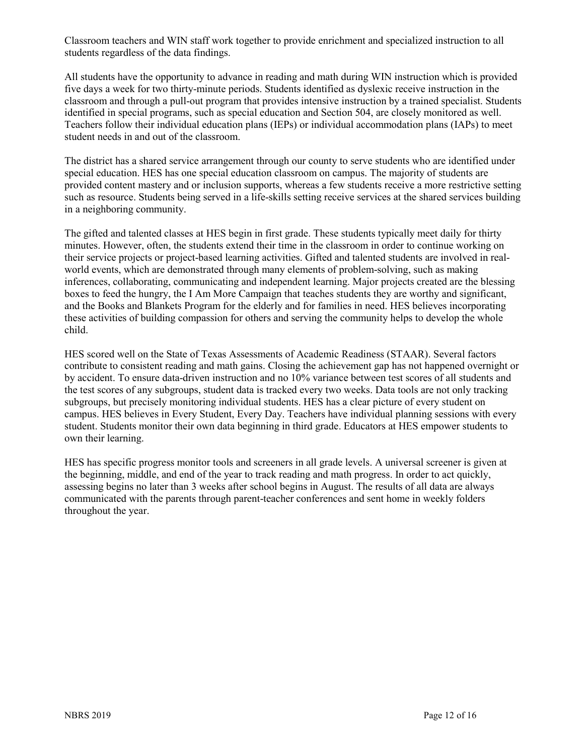Classroom teachers and WIN staff work together to provide enrichment and specialized instruction to all students regardless of the data findings.

All students have the opportunity to advance in reading and math during WIN instruction which is provided five days a week for two thirty-minute periods. Students identified as dyslexic receive instruction in the classroom and through a pull-out program that provides intensive instruction by a trained specialist. Students identified in special programs, such as special education and Section 504, are closely monitored as well. Teachers follow their individual education plans (IEPs) or individual accommodation plans (IAPs) to meet student needs in and out of the classroom.

The district has a shared service arrangement through our county to serve students who are identified under special education. HES has one special education classroom on campus. The majority of students are provided content mastery and or inclusion supports, whereas a few students receive a more restrictive setting such as resource. Students being served in a life-skills setting receive services at the shared services building in a neighboring community.

The gifted and talented classes at HES begin in first grade. These students typically meet daily for thirty minutes. However, often, the students extend their time in the classroom in order to continue working on their service projects or project-based learning activities. Gifted and talented students are involved in real-world events, which are demonstrated through many elements of problem-solving, such as making inferences, collaborating, communicating and independent learning. Major projects created are the blessing boxes to feed the hungry, the I Am More Campaign that teaches students they are worthy and significant, and the Books and Blankets Program for the elderly and for families in need. HES believes incorporating these activities of building compassion for others and serving the community helps to develop the whole child.

HES scored well on the State of Texas Assessments of Academic Readiness (STAAR). Several factors contribute to consistent reading and math gains. Closing the achievement gap has not happened overnight or by accident. To ensure data-driven instruction and no 10% variance between test scores of all students and the test scores of any subgroups, student data is tracked every two weeks. Data tools are not only tracking subgroups, but precisely monitoring individual students. HES has a clear picture of every student on campus. HES believes in Every Student, Every Day. Teachers have individual planning sessions with every student. Students monitor their own data beginning in third grade. Educators at HES empower students to own their learning.

HES has specific progress monitor tools and screeners in all grade levels. A universal screener is given at the beginning, middle, and end of the year to track reading and math progress. In order to act quickly, assessing begins no later than 3 weeks after school begins in August. The results of all data are always communicated with the parents through parent-teacher conferences and sent home in weekly folders throughout the year.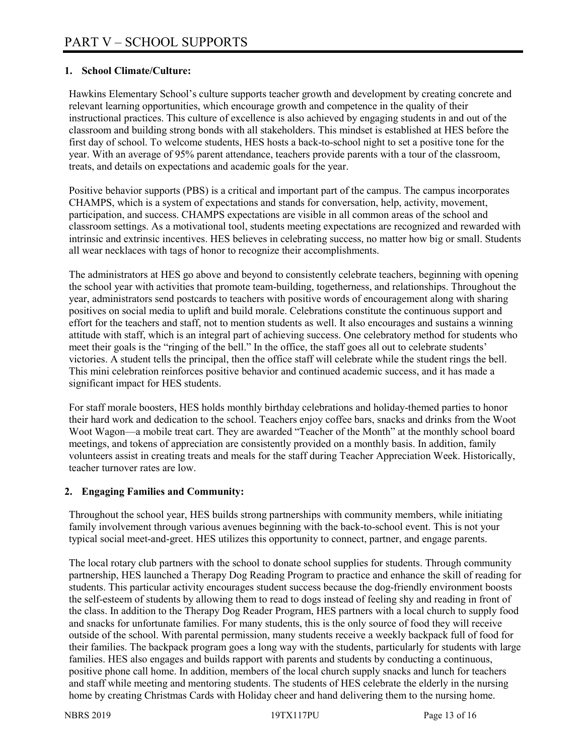# PART V – SCHOOL SUPPORTS

## 1. School Climate/Culture:

Hawkins Elementary School's culture supports teacher growth and development by creating concrete and relevant learning opportunities, which encourage growth and competence in the quality of their instructional practices. This culture of excellence is also achieved by engaging students in and out of the classroom and building strong bonds with all stakeholders. This mindset is established at HES before the first day of school. To welcome students, HES hosts a back-to-school night to set a positive tone for the year. With an average of 95% parent attendance, teachers provide parents with a tour of the classroom, treats, and details on expectations and academic goals for the year.

Positive behavior supports (PBS) is a critical and important part of the campus. The campus incorporates CHAMPS, which is a system of expectations and stands for conversation, help, activity, movement, participation, and success. CHAMPS expectations are visible in all common areas of the school and classroom settings. As a motivational tool, students meeting expectations are recognized and rewarded with intrinsic and extrinsic incentives. HES believes in celebrating success, no matter how big or small. Students all wear necklaces with tags of honor to recognize their accomplishments.

The administrators at HES go above and beyond to consistently celebrate teachers, beginning with opening the school year with activities that promote team-building, togetherness, and relationships. Throughout the year, administrators send postcards to teachers with positive words of encouragement along with sharing positives on social media to uplift and build morale. Celebrations constitute the continuous support and effort for the teachers and staff, not to mention students as well. It also encourages and sustains a winning attitude with staff, which is an integral part of achieving success. One celebratory method for students who meet their goals is the "ringing of the bell." In the office, the staff goes all out to celebrate students' victories. A student tells the principal, then the office staff will celebrate while the student rings the bell. This mini celebration reinforces positive behavior and continued academic success, and it has made a significant impact for HES students.

For staff morale boosters, HES holds monthly birthday celebrations and holiday-themed parties to honor their hard work and dedication to the school. Teachers enjoy coffee bars, snacks and drinks from the Woot Woot Wagon—a mobile treat cart. They are awarded "Teacher of the Month" at the monthly school board meetings, and tokens of appreciation are consistently provided on a monthly basis. In addition, family volunteers assist in creating treats and meals for the staff during Teacher Appreciation Week. Historically, teacher turnover rates are low.

## 2. Engaging Families and Community:

Throughout the school year, HES builds strong partnerships with community members, while initiating family involvement through various avenues beginning with the back-to-school event. This is not your typical social meet-and-greet. HES utilizes this opportunity to connect, partner, and engage parents.

The local rotary club partners with the school to donate school supplies for students. Through community partnership, HES launched a Therapy Dog Reading Program to practice and enhance the skill of reading for students. This particular activity encourages student success because the dog-friendly environment boosts the self-esteem of students by allowing them to read to dogs instead of feeling shy and reading in front of the class. In addition to the Therapy Dog Reader Program, HES partners with a local church to supply food and snacks for unfortunate families. For many students, this is the only source of food they will receive outside of the school. With parental permission, many students receive a weekly backpack full of food for their families. The backpack program goes a long way with the students, particularly for students with large families. HES also engages and builds rapport with parents and students by conducting a continuous, positive phone call home. In addition, members of the local church supply snacks and lunch for teachers and staff while meeting and mentoring students. The students of HES celebrate the elderly in the nursing home by creating Christmas Cards with Holiday cheer and hand delivering them to the nursing home.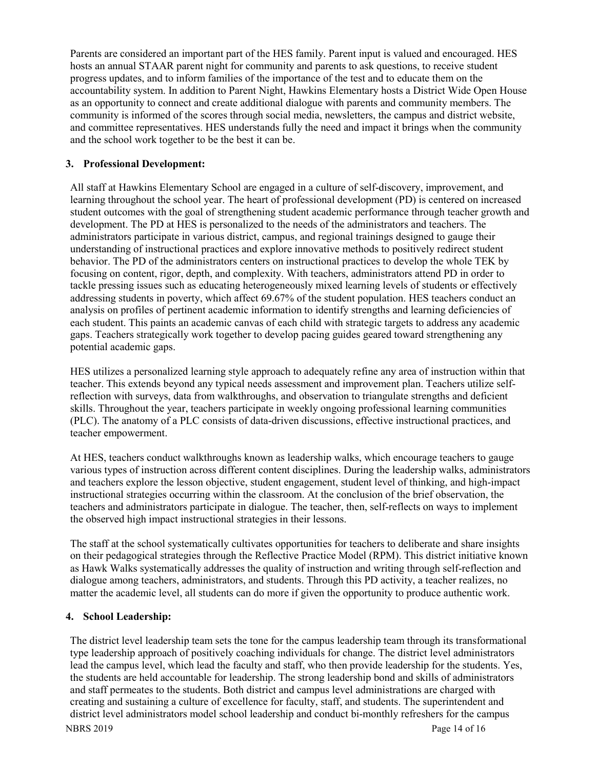Parents are considered an important part of the HES family. Parent input is valued and encouraged. HES hosts an annual STAAR parent night for community and parents to ask questions, to receive student progress updates, and to inform families of the importance of the test and to educate them on the accountability system. In addition to Parent Night, Hawkins Elementary hosts a District Wide Open House as an opportunity to connect and create additional dialogue with parents and community members. The community is informed of the scores through social media, newsletters, the campus and district website, and committee representatives. HES understands fully the need and impact it brings when the community and the school work together to be the best it can be.

### 3. Professional Development:

All staff at Hawkins Elementary School are engaged in a culture of self-discovery, improvement, and learning throughout the school year. The heart of professional development (PD) is centered on increased student outcomes with the goal of strengthening student academic performance through teacher growth and development. The PD at HES is personalized to the needs of the administrators and teachers. The administrators participate in various district, campus, and regional trainings designed to gauge their understanding of instructional practices and explore innovative methods to positively redirect student behavior. The PD of the administrators centers on instructional practices to develop the whole TEK by focusing on content, rigor, depth, and complexity. With teachers, administrators attend PD in order to tackle pressing issues such as educating heterogeneously mixed learning levels of students or effectively addressing students in poverty, which affect 69.67% of the student population. HES teachers conduct an analysis on profiles of pertinent academic information to identify strengths and learning deficiencies of each student. This paints an academic canvas of each child with strategic targets to address any academic gaps. Teachers strategically work together to develop pacing guides geared toward strengthening any potential academic gaps.

HES utilizes a personalized learning style approach to adequately refine any area of instruction within that teacher. This extends beyond any typical needs assessment and improvement plan. Teachers utilize self-reflection with surveys, data from walkthroughs, and observation to triangulate strengths and deficient skills. Throughout the year, teachers participate in weekly ongoing professional learning communities (PLC). The anatomy of a PLC consists of data-driven discussions, effective instructional practices, and teacher empowerment.

At HES, teachers conduct walkthroughs known as leadership walks, which encourage teachers to gauge various types of instruction across different content disciplines. During the leadership walks, administrators and teachers explore the lesson objective, student engagement, student level of thinking, and high-impact instructional strategies occurring within the classroom. At the conclusion of the brief observation, the teachers and administrators participate in dialogue. The teacher, then, self-reflects on ways to implement the observed high impact instructional strategies in their lessons.

The staff at the school systematically cultivates opportunities for teachers to deliberate and share insights on their pedagogical strategies through the Reflective Practice Model (RPM). This district initiative known as Hawk Walks systematically addresses the quality of instruction and writing through self-reflection and dialogue among teachers, administrators, and students. Through this PD activity, a teacher realizes, no matter the academic level, all students can do more if given the opportunity to produce authentic work.

### 4. School Leadership:

The district level leadership team sets the tone for the campus leadership team through its transformational type leadership approach of positively coaching individuals for change. The district level administrators lead the campus level, which lead the faculty and staff, who then provide leadership for the students. Yes, the students are held accountable for leadership. The strong leadership bond and skills of administrators and staff permeates to the students. Both district and campus level administrations are charged with creating and sustaining a culture of excellence for faculty, staff, and students. The superintendent and district level administrators model school leadership and conduct bi-monthly refreshers for the campus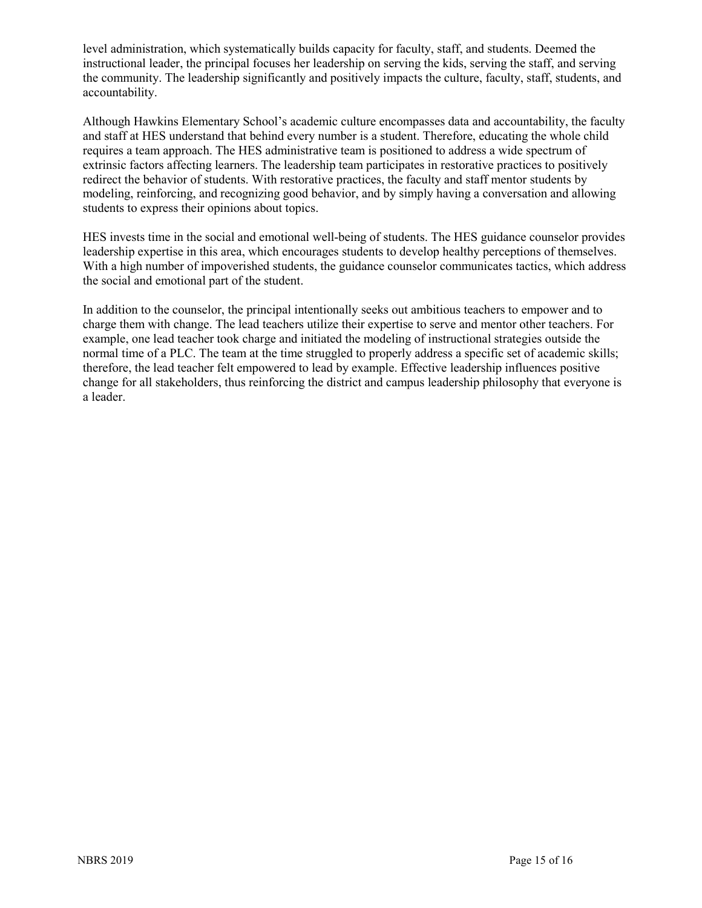level administration, which systematically builds capacity for faculty, staff, and students. Deemed the instructional leader, the principal focuses her leadership on serving the kids, serving the staff, and serving the community. The leadership significantly and positively impacts the culture, faculty, staff, students, and accountability.

Although Hawkins Elementary School's academic culture encompasses data and accountability, the faculty and staff at HES understand that behind every number is a student. Therefore, educating the whole child requires a team approach. The HES administrative team is positioned to address a wide spectrum of extrinsic factors affecting learners. The leadership team participates in restorative practices to positively redirect the behavior of students. With restorative practices, the faculty and staff mentor students by modeling, reinforcing, and recognizing good behavior, and by simply having a conversation and allowing students to express their opinions about topics.

HES invests time in the social and emotional well-being of students. The HES guidance counselor provides leadership expertise in this area, which encourages students to develop healthy perceptions of themselves. With a high number of impoverished students, the guidance counselor communicates tactics, which address the social and emotional part of the student.

In addition to the counselor, the principal intentionally seeks out ambitious teachers to empower and to charge them with change. The lead teachers utilize their expertise to serve and mentor other teachers. For example, one lead teacher took charge and initiated the modeling of instructional strategies outside the normal time of a PLC. The team at the time struggled to properly address a specific set of academic skills; therefore, the lead teacher felt empowered to lead by example. Effective leadership influences positive change for all stakeholders, thus reinforcing the district and campus leadership philosophy that everyone is a leader.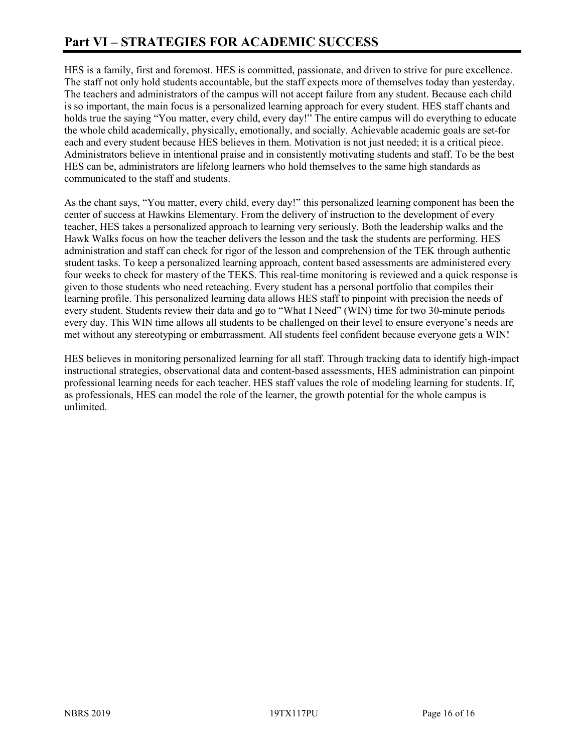# Part VI – STRATEGIES FOR ACADEMIC SUCCESS

HES is a family, first and foremost. HES is committed, passionate, and driven to strive for pure excellence. The staff not only hold students accountable, but the staff expects more of themselves today than yesterday. The teachers and administrators of the campus will not accept failure from any student. Because each child is so important, the main focus is a personalized learning approach for every student. HES staff chants and holds true the saying "You matter, every child, every day!" The entire campus will do everything to educate the whole child academically, physically, emotionally, and socially. Achievable academic goals are set-for each and every student because HES believes in them. Motivation is not just needed; it is a critical piece. Administrators believe in intentional praise and in consistently motivating students and staff. To be the best HES can be, administrators are lifelong learners who hold themselves to the same high standards as communicated to the staff and students.

As the chant says, "You matter, every child, every day!" this personalized learning component has been the center of success at Hawkins Elementary. From the delivery of instruction to the development of every teacher, HES takes a personalized approach to learning very seriously. Both the leadership walks and the Hawk Walks focus on how the teacher delivers the lesson and the task the students are performing. HES administration and staff can check for rigor of the lesson and comprehension of the TEK through authentic student tasks. To keep a personalized learning approach, content based assessments are administered every four weeks to check for mastery of the TEKS. This real-time monitoring is reviewed and a quick response is given to those students who need reteaching. Every student has a personal portfolio that compiles their learning profile. This personalized learning data allows HES staff to pinpoint with precision the needs of every student. Students review their data and go to "What I Need" (WIN) time for two 30-minute periods every day. This WIN time allows all students to be challenged on their level to ensure everyone's needs are met without any stereotyping or embarrassment. All students feel confident because everyone gets a WIN!

HES believes in monitoring personalized learning for all staff. Through tracking data to identify high-impact instructional strategies, observational data and content-based assessments, HES administration can pinpoint professional learning needs for each teacher. HES staff values the role of modeling learning for students. If, as professionals, HES can model the role of the learner, the growth potential for the whole campus is unlimited.